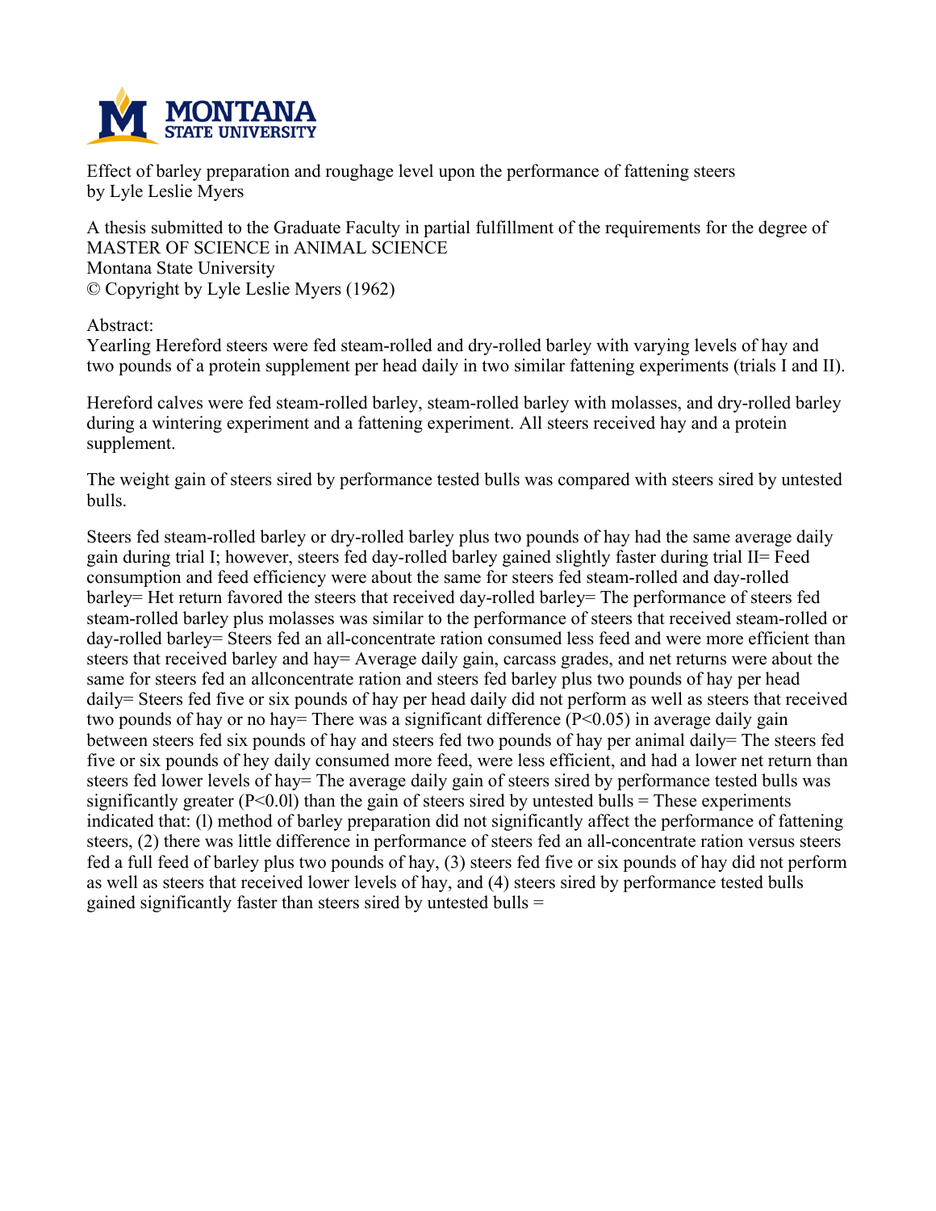Effect of barley preparation and roughage level upon the performance of fattening steers
by Lyle Leslie Myers

A thesis submitted to the Graduate Faculty in partial fulfillment of the requirements for the degree of MASTER OF SCIENCE in ANIMAL SCIENCE
Montana State University
© Copyright by Lyle Leslie Myers (1962)

Abstract:

Yearling Hereford steers were fed steam-rolled and dry-rolled barley with varying levels of hay and two pounds of a protein supplement per head daily in two similar fattening experiments (trials I and II).

Hereford calves were fed steam-rolled barley, steam-rolled barley with molasses, and dry-rolled barley during a wintering experiment and a fattening experiment. All steers received hay and a protein supplement.

The weight gain of steers sired by performance tested bulls was compared with steers sired by untested bulls.

Steers fed steam-rolled barley or dry-rolled barley plus two pounds of hay had the same average daily gain during trial I; however, steers fed day-rolled barley gained slightly faster during trial II= Feed consumption and feed efficiency were about the same for steers fed steam-rolled and day-rolled barley= Het return favored the steers that received day-rolled barley= The performance of steers fed steam-rolled barley plus molasses was similar to the performance of steers that received steam-rolled or day-rolled barley= Steers fed an all-concentrate ration consumed less feed and were more efficient than steers that received barley and hay= Average daily gain, carcass grades, and net returns were about the same for steers fed an allconcentrate ration and steers fed barley plus two pounds of hay per head daily= Steers fed five or six pounds of hay per head daily did not perform as well as steers that received two pounds of hay or no hay= There was a significant difference ($P<0.05$) in average daily gain between steers fed six pounds of hay and steers fed two pounds of hay per animal daily= The steers fed five or six pounds of hey daily consumed more feed, were less efficient, and had a lower net return than steers fed lower levels of hay= The average daily gain of steers sired by performance tested bulls was significantly greater ($P<0.0l$) than the gain of steers sired by untested bulls = These experiments indicated that: (l) method of barley preparation did not significantly affect the performance of fattening steers, (2) there was little difference in performance of steers fed an all-concentrate ration versus steers fed a full feed of barley plus two pounds of hay, (3) steers fed five or six pounds of hay did not perform as well as steers that received lower levels of hay, and (4) steers sired by performance tested bulls gained significantly faster than steers sired by untested bulls =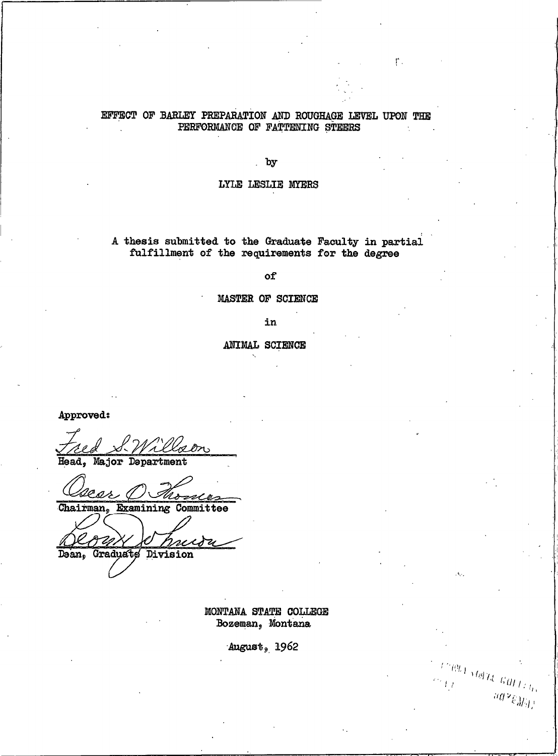# EFFECT OF BARLEY PREPARATION AND ROUGHAGE LEVEL UPON THE PERFORMANCE OF FATTENING STEERS

by

LYLE LESLIE MYERS

A thesis submitted to the Graduate Faculty in partial fulfillment of the requirements for the degree

of

MASTER OF SCIENCE

in

ANIMAL SCIENCE

Approved:

Fred S. Willson
Head, Major Department

Oscar O. Thomas
Chairman, Examining Committee

Leon H. Johnson
Dean, Graduate Division

MONTANA STATE COLLEGE
Bozeman, Montana

August, 1962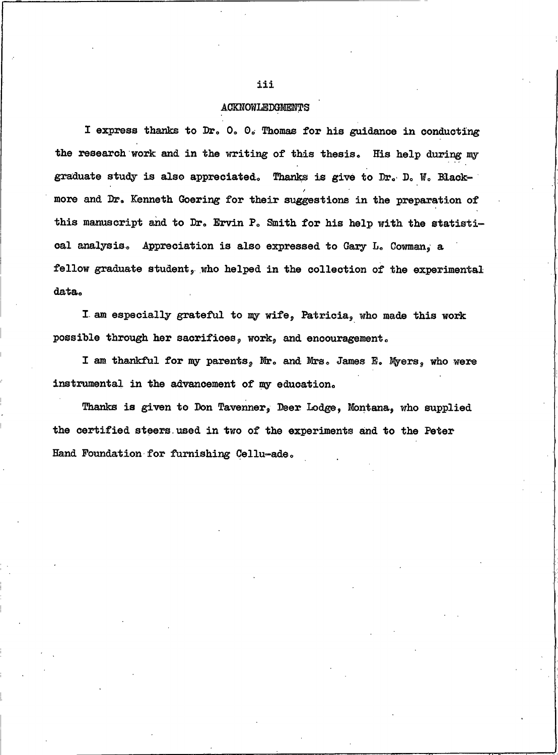# ACKNOWLEDGMENTS

I express thanks to Dr. O. O. Thomas for his guidance in conducting the research work and in the writing of this thesis. His help during my graduate study is also appreciated. Thanks is give to Dr. D. W. Blackmore and Dr. Kenneth Goering for their suggestions in the preparation of this manuscript and to Dr. Ervin P. Smith for his help with the statistical analysis. Appreciation is also expressed to Gary L. Cowman, a fellow graduate student, who helped in the collection of the experimental data.

I am especially grateful to my wife, Patricia, who made this work possible through her sacrifices, work, and encouragement.

I am thankful for my parents, Mr. and Mrs. James E. Myers, who were instrumental in the advancement of my education.

Thanks is given to Don Tavenner, Deer Lodge, Montana, who supplied the certified steers used in two of the experiments and to the Peter Hand Foundation for furnishing Cellu-ade.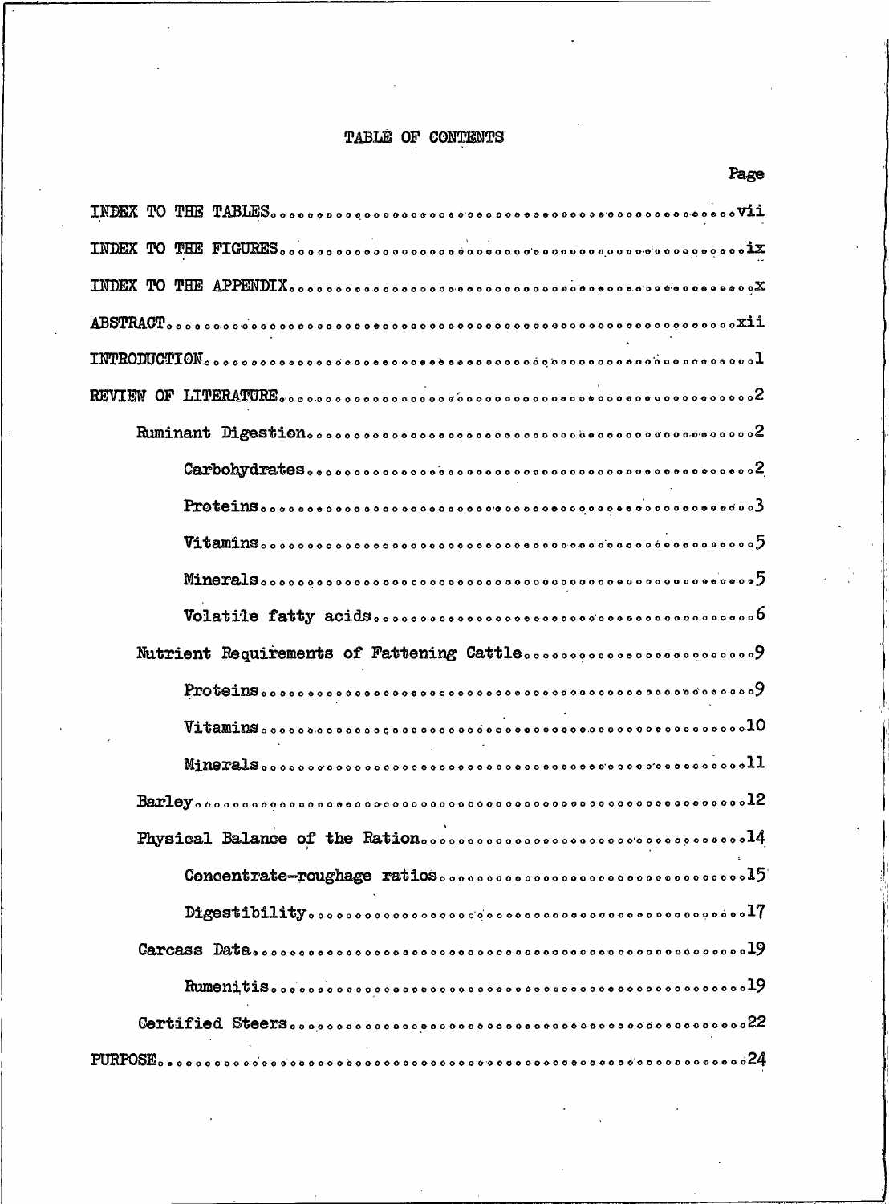# TABLE OF CONTENTS

| | Page |
|---|---|
| INDEX TO THE TABLES | vii |
| INDEX TO THE FIGURES | ix |
| INDEX TO THE APPENDIX | x |
| ABSTRACT | xii |
| INTRODUCTION | 1 |
| REVIEW OF LITERATURE | 2 |
| Ruminant Digestion | 2 |
| Carbohydrates | 2 |
| Proteins | 3 |
| Vitamins | 5 |
| Minerals | 5 |
| Volatile fatty acids | 6 |
| Nutrient Requirements of Fattening Cattle | 9 |
| Proteins | 9 |
| Vitamins | 10 |
| Minerals | 11 |
| Barley | 12 |
| Physical Balance of the Ration | 14 |
| Concentrate-roughage ratios | 15 |
| Digestibility | 17 |
| Carcass Data | 19 |
| Rumenitis | 19 |
| Certified Steers | 22 |
| PURPOSE | 24 |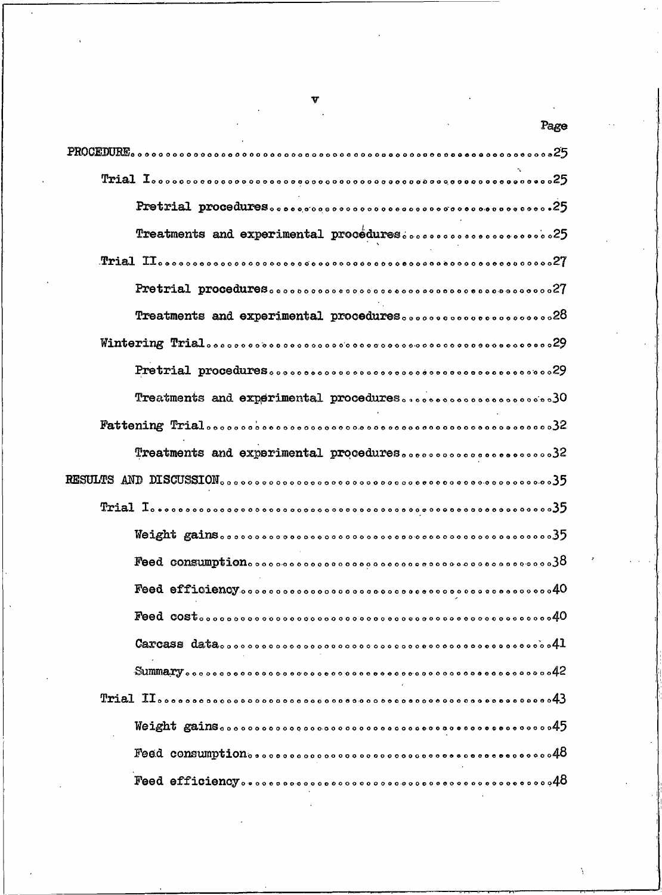| | Page |
|---|---|
| PROCEDURE | 25 |
| Trial I | 25 |
| Pretrial procedures | 25 |
| Treatments and experimental procedures | 25 |
| Trial II | 27 |
| Pretrial procedures | 27 |
| Treatments and experimental procedures | 28 |
| Wintering Trial | 29 |
| Pretrial procedures | 29 |
| Treatments and experimental procedures | 30 |
| Fattening Trial | 32 |
| Treatments and experimental procedures | 32 |
| RESULTS AND DISCUSSION | 35 |
| Trial I | 35 |
| Weight gains | 35 |
| Feed consumption | 38 |
| Feed efficiency | 40 |
| Feed cost | 40 |
| Carcass data | 41 |
| Summary | 42 |
| Trial II | 43 |
| Weight gains | 45 |
| Feed consumption | 48 |
| Feed efficiency | 48 |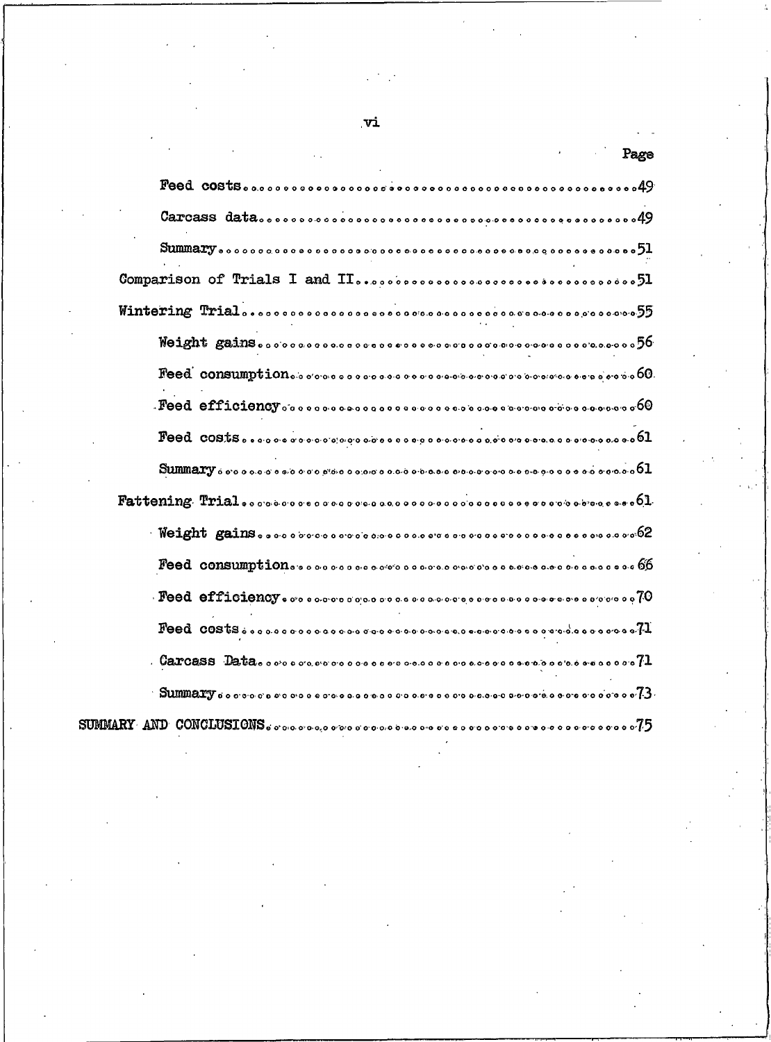| | Page |
|---|---|
| Feed costs | 49 |
| Carcass data | 49 |
| Summary | 51 |
| Comparison of Trials I and II | 51 |
| Wintering Trial | 55 |
| Weight gains | 56 |
| Feed consumption | 60 |
| Feed efficiency | 60 |
| Feed costs | 61 |
| Summary | 61 |
| Fattening Trial | 61 |
| Weight gains | 62 |
| Feed consumption | 66 |
| Feed efficiency | 70 |
| Feed costs | 71 |
| Carcass Data | 71 |
| Summary | 73 |
| SUMMARY AND CONCLUSIONS | 75 |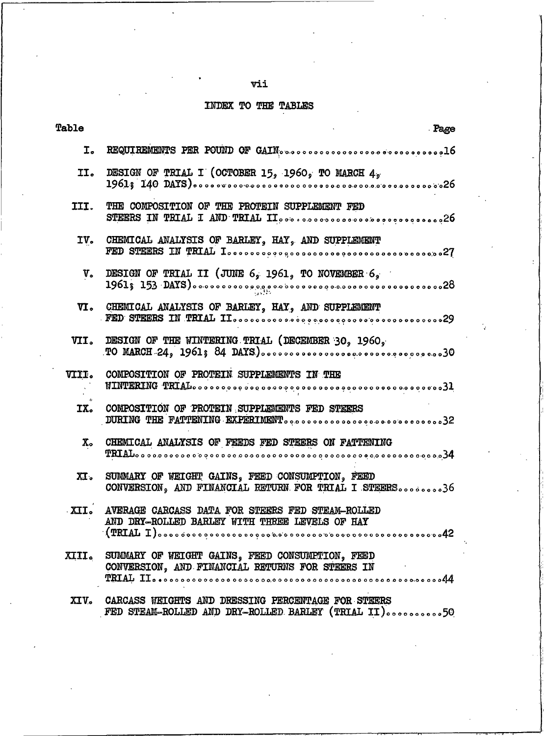# INDEX TO THE TABLES

| Table | | Page |
|---|---|---|
| I. | REQUIREMENTS PER POUND OF GAIN | 16 |
| II. | DESIGN OF TRIAL I (OCTOBER 15, 1960, TO MARCH 4, 1961; 140 DAYS) | 26 |
| III. | THE COMPOSITION OF THE PROTEIN SUPPLEMENT FED STEERS IN TRIAL I AND TRIAL II | 26 |
| IV. | CHEMICAL ANALYSIS OF BARLEY, HAY, AND SUPPLEMENT FED STEERS IN TRIAL I | 27 |
| V. | DESIGN OF TRIAL II (JUNE 6, 1961, TO NOVEMBER 6, 1961; 153 DAYS) | 28 |
| VI. | CHEMICAL ANALYSIS OF BARLEY, HAY, AND SUPPLEMENT FED STEERS IN TRIAL II | 29 |
| VII. | DESIGN OF THE WINTERING TRIAL (DECEMBER 30, 1960, TO MARCH 24, 1961; 84 DAYS) | 30 |
| VIII. | COMPOSITION OF PROTEIN SUPPLEMENTS IN THE WINTERING TRIAL | 31 |
| IX. | COMPOSITION OF PROTEIN SUPPLEMENTS FED STEERS DURING THE FATTENING EXPERIMENT | 32 |
| X. | CHEMICAL ANALYSIS OF FEEDS FED STEERS ON FATTENING TRIAL | 34 |
| XI. | SUMMARY OF WEIGHT GAINS, FEED CONSUMPTION, FEED CONVERSION, AND FINANCIAL RETURN FOR TRIAL I STEERS | 36 |
| XII. | AVERAGE CARCASS DATA FOR STEERS FED STEAM-ROLLED AND DRY-ROLLED BARLEY WITH THREE LEVELS OF HAY (TRIAL I) | 42 |
| XIII. | SUMMARY OF WEIGHT GAINS, FEED CONSUMPTION, FEED CONVERSION, AND FINANCIAL RETURNS FOR STEERS IN TRIAL II | 44 |
| XIV. | CARCASS WEIGHTS AND DRESSING PERCENTAGE FOR STEERS FED STEAM-ROLLED AND DRY-ROLLED BARLEY (TRIAL II) | 50 |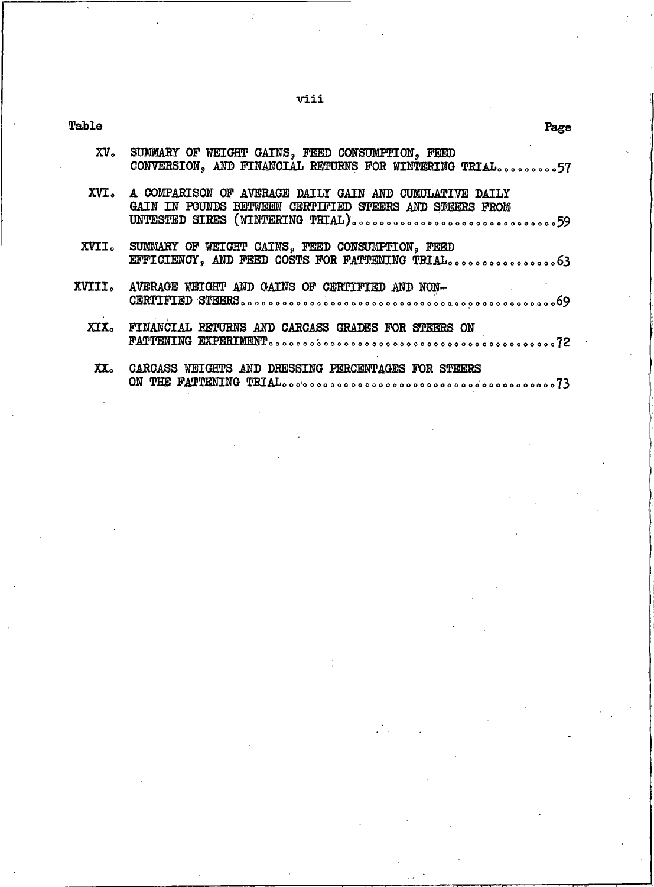| Table | | Page |
|---|---|---|
| XV. | SUMMARY OF WEIGHT GAINS, FEED CONSUMPTION, FEED CONVERSION, AND FINANCIAL RETURNS FOR WINTERING TRIAL | 57 |
| XVI. | A COMPARISON OF AVERAGE DAILY GAIN AND CUMULATIVE DAILY GAIN IN POUNDS BETWEEN CERTIFIED STEERS AND STEERS FROM UNTESTED SIRES (WINTERING TRIAL) | 59 |
| XVII. | SUMMARY OF WEIGHT GAINS, FEED CONSUMPTION, FEED EFFICIENCY, AND FEED COSTS FOR FATTENING TRIAL | 63 |
| XVIII. | AVERAGE WEIGHT AND GAINS OF CERTIFIED AND NON-CERTIFIED STEERS | 69 |
| XIX. | FINANCIAL RETURNS AND CARCASS GRADES FOR STEERS ON FATTENING EXPERIMENT | 72 |
| XX. | CARCASS WEIGHTS AND DRESSING PERCENTAGES FOR STEERS ON THE FATTENING TRIAL | 73 |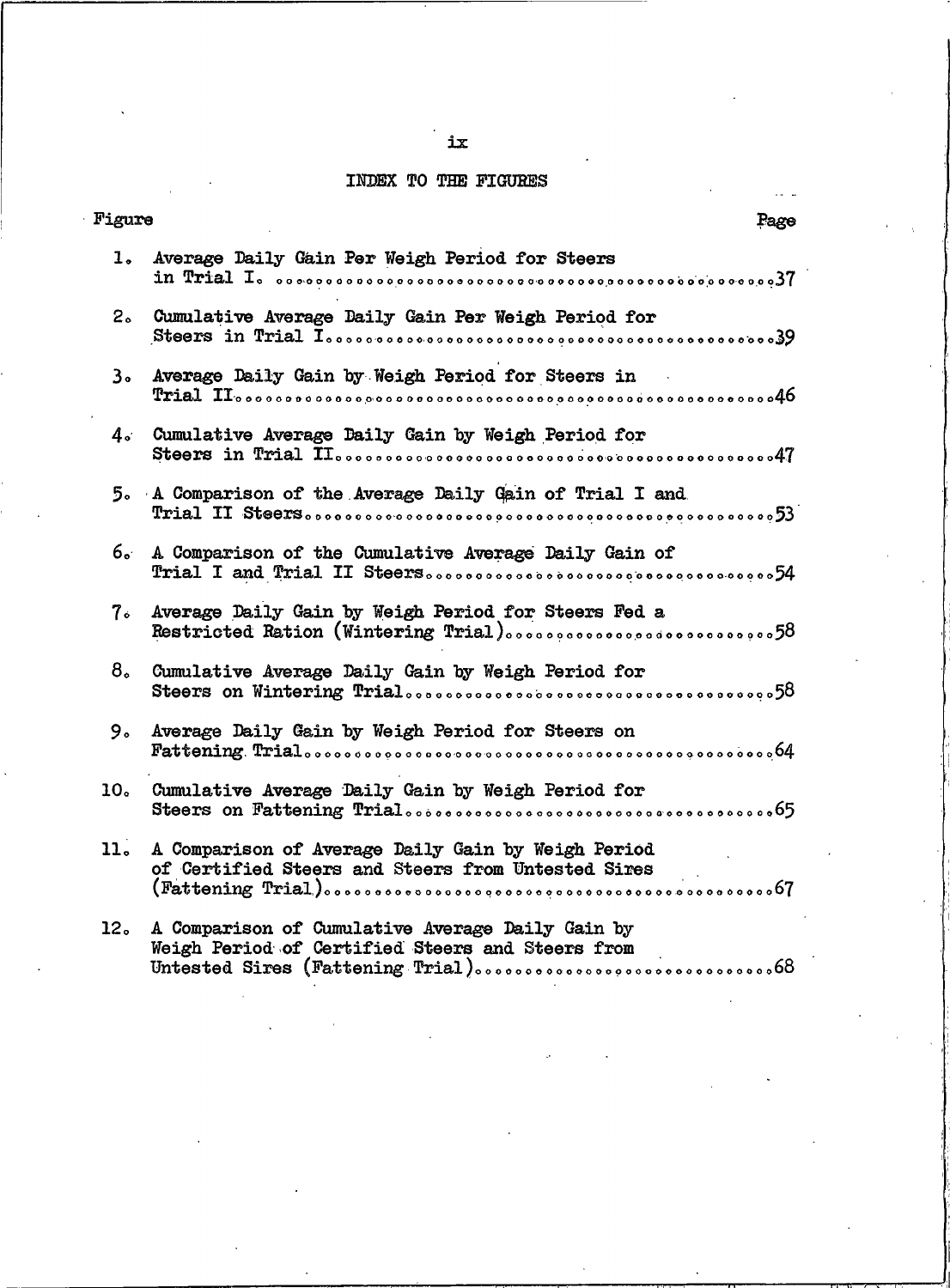# INDEX TO THE FIGURES

| Figure | | Page |
|---|---|---|
| 1. | Average Daily Gain Per Weigh Period for Steers in Trial I. | 37 |
| 2. | Cumulative Average Daily Gain Per Weigh Period for Steers in Trial I. | 39 |
| 3. | Average Daily Gain by Weigh Period for Steers in Trial II. | 46 |
| 4. | Cumulative Average Daily Gain by Weigh Period for Steers in Trial II. | 47 |
| 5. | A Comparison of the Average Daily Gain of Trial I and Trial II Steers. | 53 |
| 6. | A Comparison of the Cumulative Average Daily Gain of Trial I and Trial II Steers. | 54 |
| 7. | Average Daily Gain by Weigh Period for Steers Fed a Restricted Ration (Wintering Trial). | 58 |
| 8. | Cumulative Average Daily Gain by Weigh Period for Steers on Wintering Trial. | 58 |
| 9. | Average Daily Gain by Weigh Period for Steers on Fattening Trial. | 64 |
| 10. | Cumulative Average Daily Gain by Weigh Period for Steers on Fattening Trial. | 65 |
| 11. | A Comparison of Average Daily Gain by Weigh Period of Certified Steers and Steers from Untested Sires (Fattening Trial). | 67 |
| 12. | A Comparison of Cumulative Average Daily Gain by Weigh Period of Certified Steers and Steers from Untested Sires (Fattening Trial). | 68 |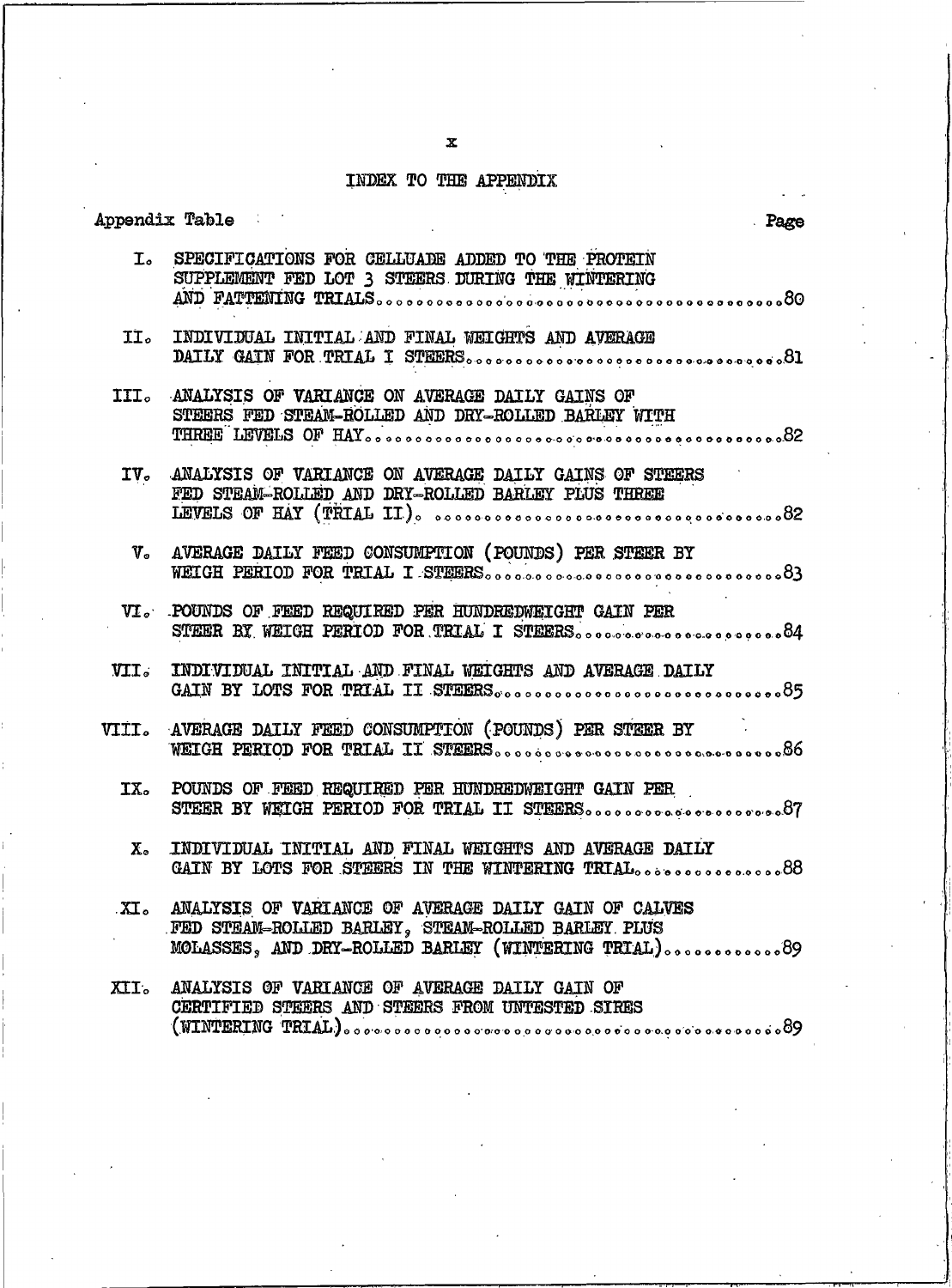# INDEX TO THE APPENDIX

| Appendix Table | | Page |
|---|---|---|
| I. | SPECIFICATIONS FOR CELLUADE ADDED TO THE PROTEIN SUPPLEMENT FED LOT 3 STEERS DURING THE WINTERING AND FATTENING TRIALS | 80 |
| II. | INDIVIDUAL INITIAL AND FINAL WEIGHTS AND AVERAGE DAILY GAIN FOR TRIAL I STEERS | 81 |
| III. | ANALYSIS OF VARIANCE ON AVERAGE DAILY GAINS OF STEERS FED STEAM-ROLLED AND DRY-ROLLED BARLEY WITH THREE LEVELS OF HAY | 82 |
| IV. | ANALYSIS OF VARIANCE ON AVERAGE DAILY GAINS OF STEERS FED STEAM-ROLLED AND DRY-ROLLED BARLEY PLUS THREE LEVELS OF HAY (TRIAL II) | 82 |
| V. | AVERAGE DAILY FEED CONSUMPTION (POUNDS) PER STEER BY WEIGH PERIOD FOR TRIAL I STEERS | 83 |
| VI. | POUNDS OF FEED REQUIRED PER HUNDREDWEIGHT GAIN PER STEER BY WEIGH PERIOD FOR TRIAL I STEERS | 84 |
| VII. | INDIVIDUAL INITIAL AND FINAL WEIGHTS AND AVERAGE DAILY GAIN BY LOTS FOR TRIAL II STEERS | 85 |
| VIII. | AVERAGE DAILY FEED CONSUMPTION (POUNDS) PER STEER BY WEIGH PERIOD FOR TRIAL II STEERS | 86 |
| IX. | POUNDS OF FEED REQUIRED PER HUNDREDWEIGHT GAIN PER STEER BY WEIGH PERIOD FOR TRIAL II STEERS | 87 |
| X. | INDIVIDUAL INITIAL AND FINAL WEIGHTS AND AVERAGE DAILY GAIN BY LOTS FOR STEERS IN THE WINTERING TRIAL | 88 |
| XI. | ANALYSIS OF VARIANCE OF AVERAGE DAILY GAIN OF CALVES FED STEAM-ROLLED BARLEY, STEAM-ROLLED BARLEY PLUS MOLASSES, AND DRY-ROLLED BARLEY (WINTERING TRIAL) | 89 |
| XII. | ANALYSIS OF VARIANCE OF AVERAGE DAILY GAIN OF CERTIFIED STEERS AND STEERS FROM UNTESTED SIRES (WINTERING TRIAL) | 89 |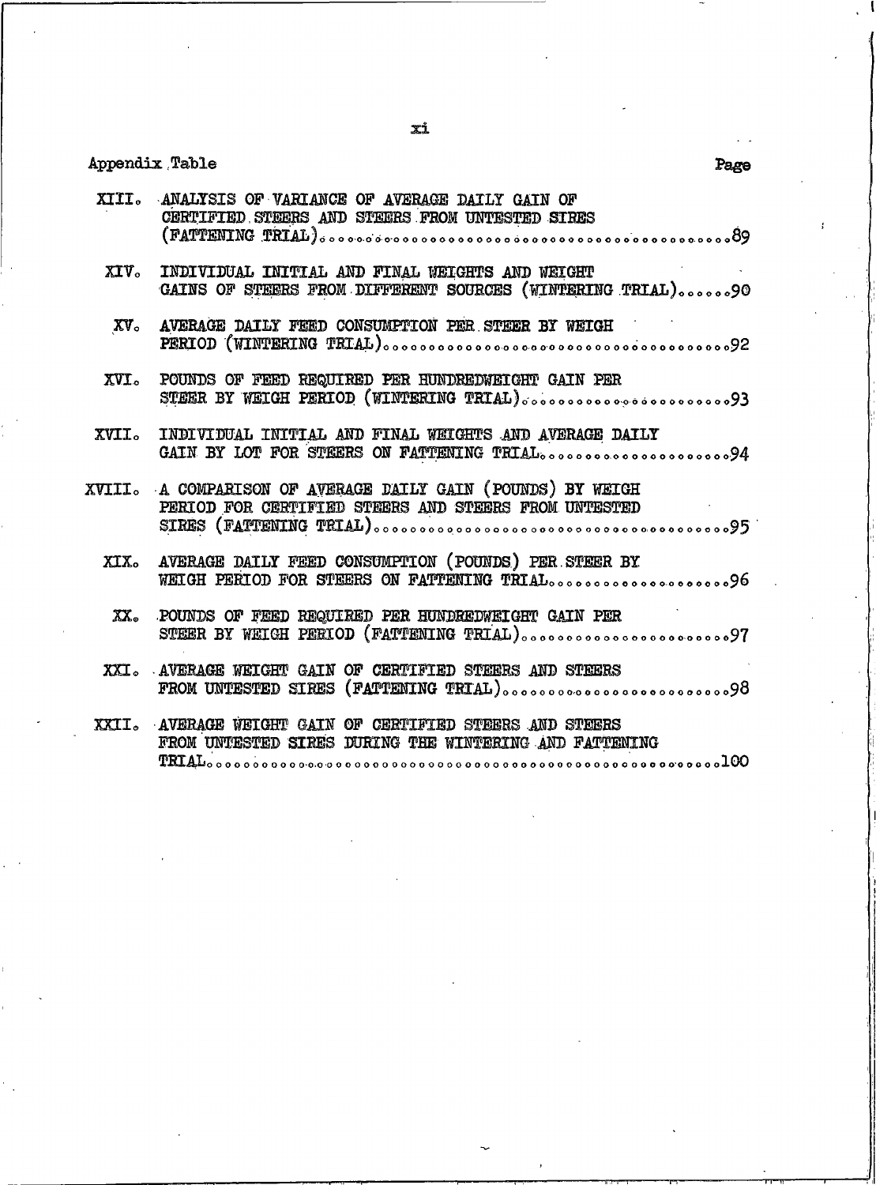| Appendix Table | | Page |
|---|---|---|
| XIII. | ANALYSIS OF VARIANCE OF AVERAGE DAILY GAIN OF CERTIFIED STEERS AND STEERS FROM UNTESTED SIRES (FATTENING TRIAL) | 89 |
| XIV. | INDIVIDUAL INITIAL AND FINAL WEIGHTS AND WEIGHT GAINS OF STEERS FROM DIFFERENT SOURCES (WINTERING TRIAL) | 90 |
| XV. | AVERAGE DAILY FEED CONSUMPTION PER STEER BY WEIGH PERIOD (WINTERING TRIAL) | 92 |
| XVI. | POUNDS OF FEED REQUIRED PER HUNDREDWEIGHT GAIN PER STEER BY WEIGH PERIOD (WINTERING TRIAL) | 93 |
| XVII. | INDIVIDUAL INITIAL AND FINAL WEIGHTS AND AVERAGE DAILY GAIN BY LOT FOR STEERS ON FATTENING TRIAL | 94 |
| XVIII. | A COMPARISON OF AVERAGE DAILY GAIN (POUNDS) BY WEIGH PERIOD FOR CERTIFIED STEERS AND STEERS FROM UNTESTED SIRES (FATTENING TRIAL) | 95 |
| XIX. | AVERAGE DAILY FEED CONSUMPTION (POUNDS) PER STEER BY WEIGH PERIOD FOR STEERS ON FATTENING TRIAL | 96 |
| XX. | POUNDS OF FEED REQUIRED PER HUNDREDWEIGHT GAIN PER STEER BY WEIGH PERIOD (FATTENING TRIAL) | 97 |
| XXI. | AVERAGE WEIGHT GAIN OF CERTIFIED STEERS AND STEERS FROM UNTESTED SIRES (FATTENING TRIAL) | 98 |
| XXII. | AVERAGE WEIGHT GAIN OF CERTIFIED STEERS AND STEERS FROM UNTESTED SIRES DURING THE WINTERING AND FATTENING TRIAL | 100 |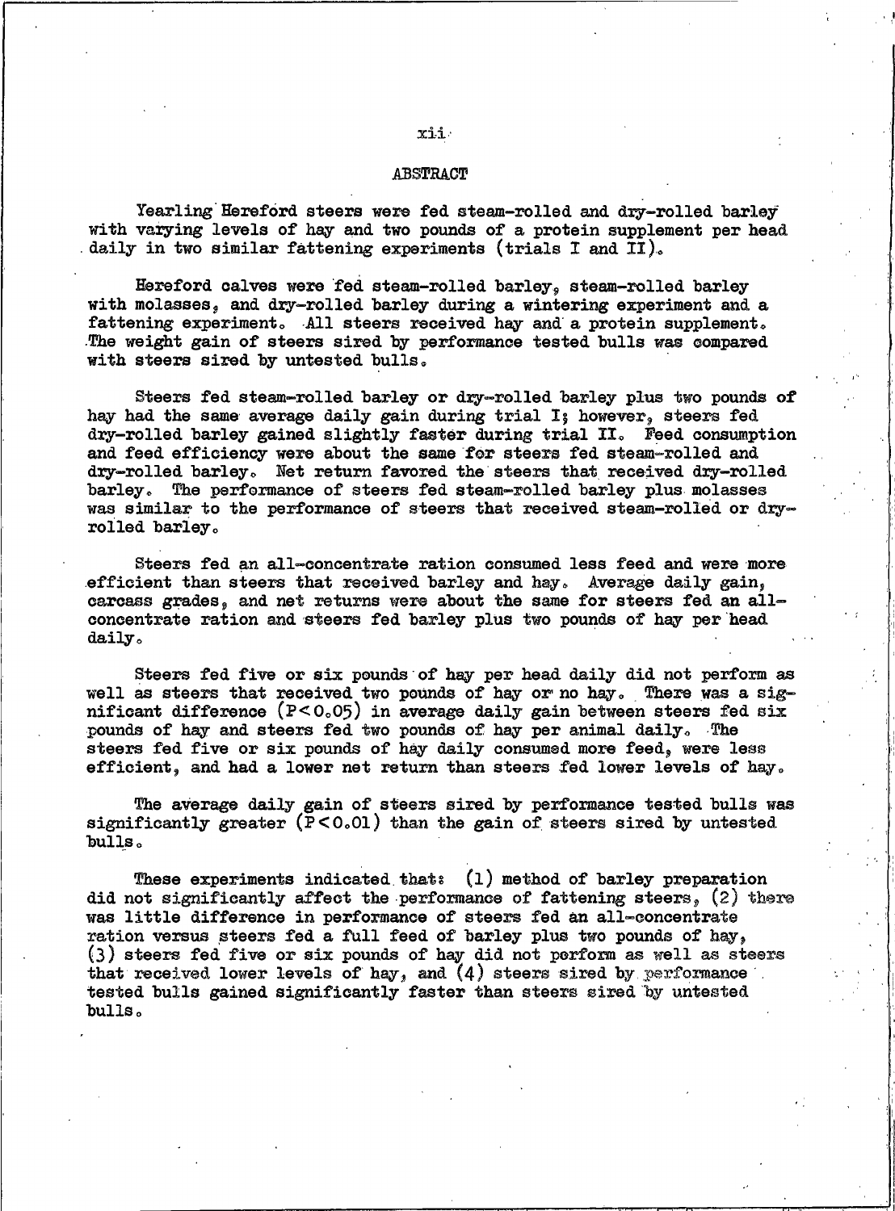# ABSTRACT

Yearling Hereford steers were fed steam-rolled and dry-rolled barley with varying levels of hay and two pounds of a protein supplement per head daily in two similar fattening experiments (trials I and II).

Hereford calves were fed steam-rolled barley, steam-rolled barley with molasses, and dry-rolled barley during a wintering experiment and a fattening experiment. All steers received hay and a protein supplement. The weight gain of steers sired by performance tested bulls was compared with steers sired by untested bulls.

Steers fed steam-rolled barley or dry-rolled barley plus two pounds of hay had the same average daily gain during trial I; however, steers fed dry-rolled barley gained slightly faster during trial II. Feed consumption and feed efficiency were about the same for steers fed steam-rolled and dry-rolled barley. Net return favored the steers that received dry-rolled barley. The performance of steers fed steam-rolled barley plus molasses was similar to the performance of steers that received steam-rolled or dry-rolled barley.

Steers fed an all-concentrate ration consumed less feed and were more efficient than steers that received barley and hay. Average daily gain, carcass grades, and net returns were about the same for steers fed an all-concentrate ration and steers fed barley plus two pounds of hay per head daily.

Steers fed five or six pounds of hay per head daily did not perform as well as steers that received two pounds of hay or no hay. There was a significant difference ($P<0.05$) in average daily gain between steers fed six pounds of hay and steers fed two pounds of hay per animal daily. The steers fed five or six pounds of hay daily consumed more feed, were less efficient, and had a lower net return than steers fed lower levels of hay.

The average daily gain of steers sired by performance tested bulls was significantly greater ($P<0.01$) than the gain of steers sired by untested bulls.

These experiments indicated that: (1) method of barley preparation did not significantly affect the performance of fattening steers, (2) there was little difference in performance of steers fed an all-concentrate ration versus steers fed a full feed of barley plus two pounds of hay, (3) steers fed five or six pounds of hay did not perform as well as steers that received lower levels of hay, and (4) steers sired by performance tested bulls gained significantly faster than steers sired by untested bulls.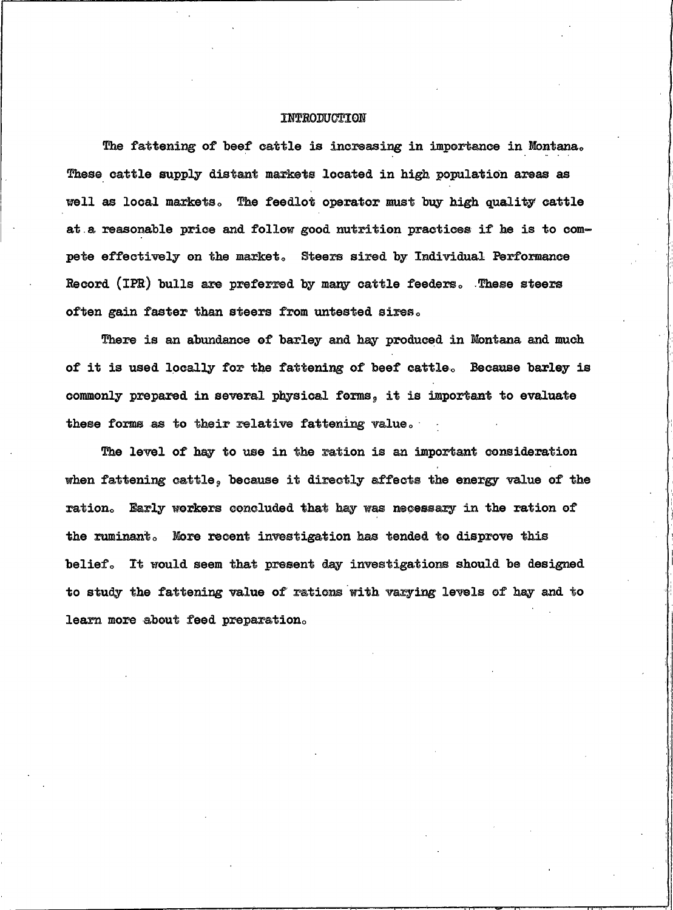# INTRODUCTION

The fattening of beef cattle is increasing in importance in Montana. These cattle supply distant markets located in high population areas as well as local markets. The feedlot operator must buy high quality cattle at a reasonable price and follow good nutrition practices if he is to compete effectively on the market. Steers sired by Individual Performance Record (IPR) bulls are preferred by many cattle feeders. These steers often gain faster than steers from untested sires.

There is an abundance of barley and hay produced in Montana and much of it is used locally for the fattening of beef cattle. Because barley is commonly prepared in several physical forms, it is important to evaluate these forms as to their relative fattening value.

The level of hay to use in the ration is an important consideration when fattening cattle, because it directly affects the energy value of the ration. Early workers concluded that hay was necessary in the ration of the ruminant. More recent investigation has tended to disprove this belief. It would seem that present day investigations should be designed to study the fattening value of rations with varying levels of hay and to learn more about feed preparation.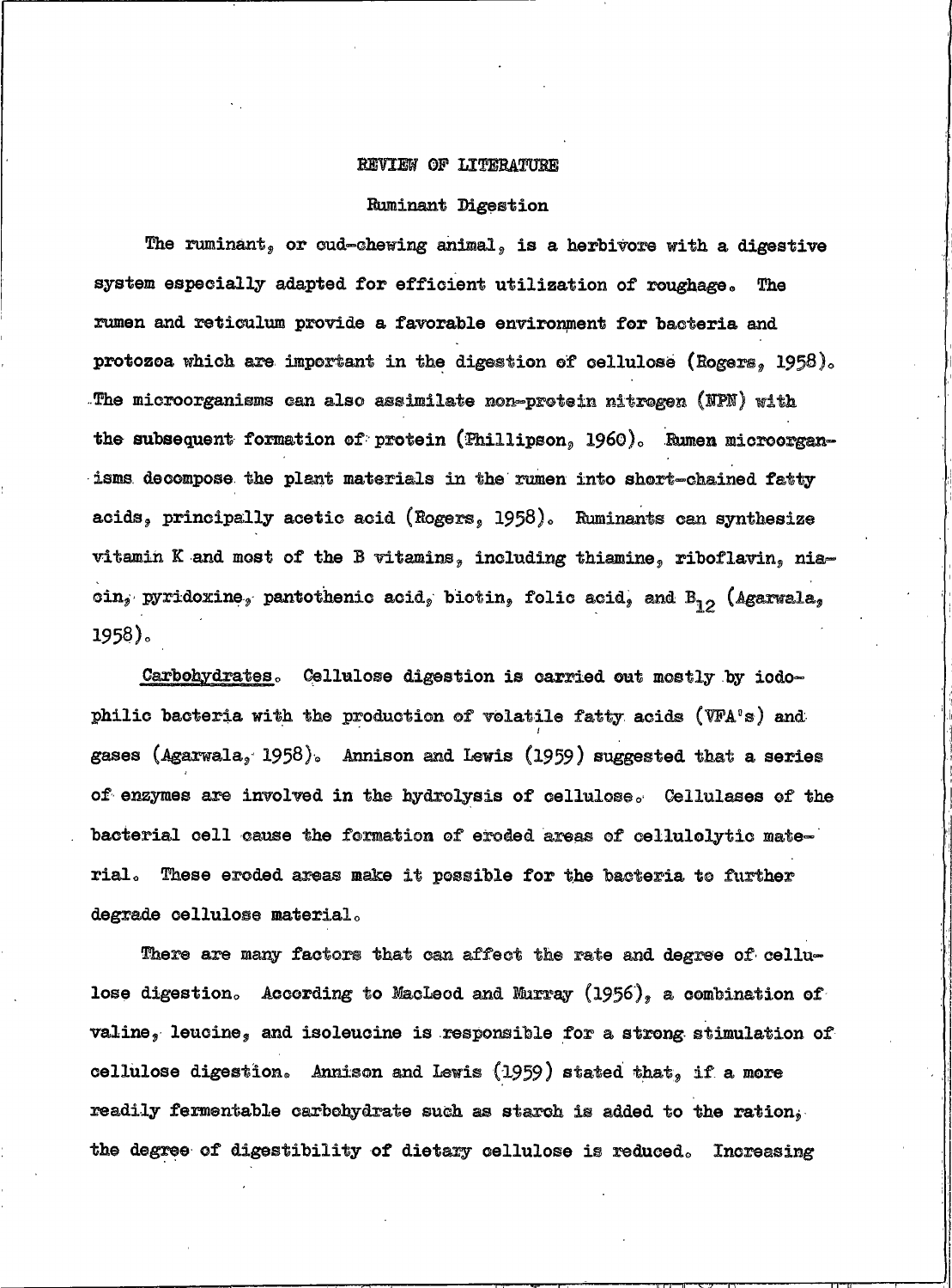# REVIEW OF LITERATURE

## Ruminant Digestion

The ruminant, or cud-chewing animal, is a herbivore with a digestive system especially adapted for efficient utilization of roughage. The rumen and reticulum provide a favorable environment for bacteria and protozoa which are important in the digestion of cellulose (Rogers, 1958). The microorganisms can also assimilate non-protein nitrogen (NPN) with the subsequent formation of protein (Phillipson, 1960). Rumen microorganisms decompose the plant materials in the rumen into short-chained fatty acids, principally acetic acid (Rogers, 1958). Ruminants can synthesize vitamin K and most of the B vitamins, including thiamine, riboflavin, niacin, pyridoxine, pantothenic acid, biotin, folic acid, and $B_{12}$ (Agarwala, 1958).

<u>Carbohydrates</u>. Cellulose digestion is carried out mostly by iodophilic bacteria with the production of volatile fatty acids (VFA's) and gases (Agarwala, 1958). Annison and Lewis (1959) suggested that a series of enzymes are involved in the hydrolysis of cellulose. Cellulases of the bacterial cell cause the formation of eroded areas of cellulolytic material. These eroded areas make it possible for the bacteria to further degrade cellulose material.

There are many factors that can affect the rate and degree of cellulose digestion. According to MacLeod and Murray (1956), a combination of valine, leucine, and isoleucine is responsible for a strong stimulation of cellulose digestion. Annison and Lewis (1959) stated that, if a more readily fermentable carbohydrate such as starch is added to the ration, the degree of digestibility of dietary cellulose is reduced. Increasing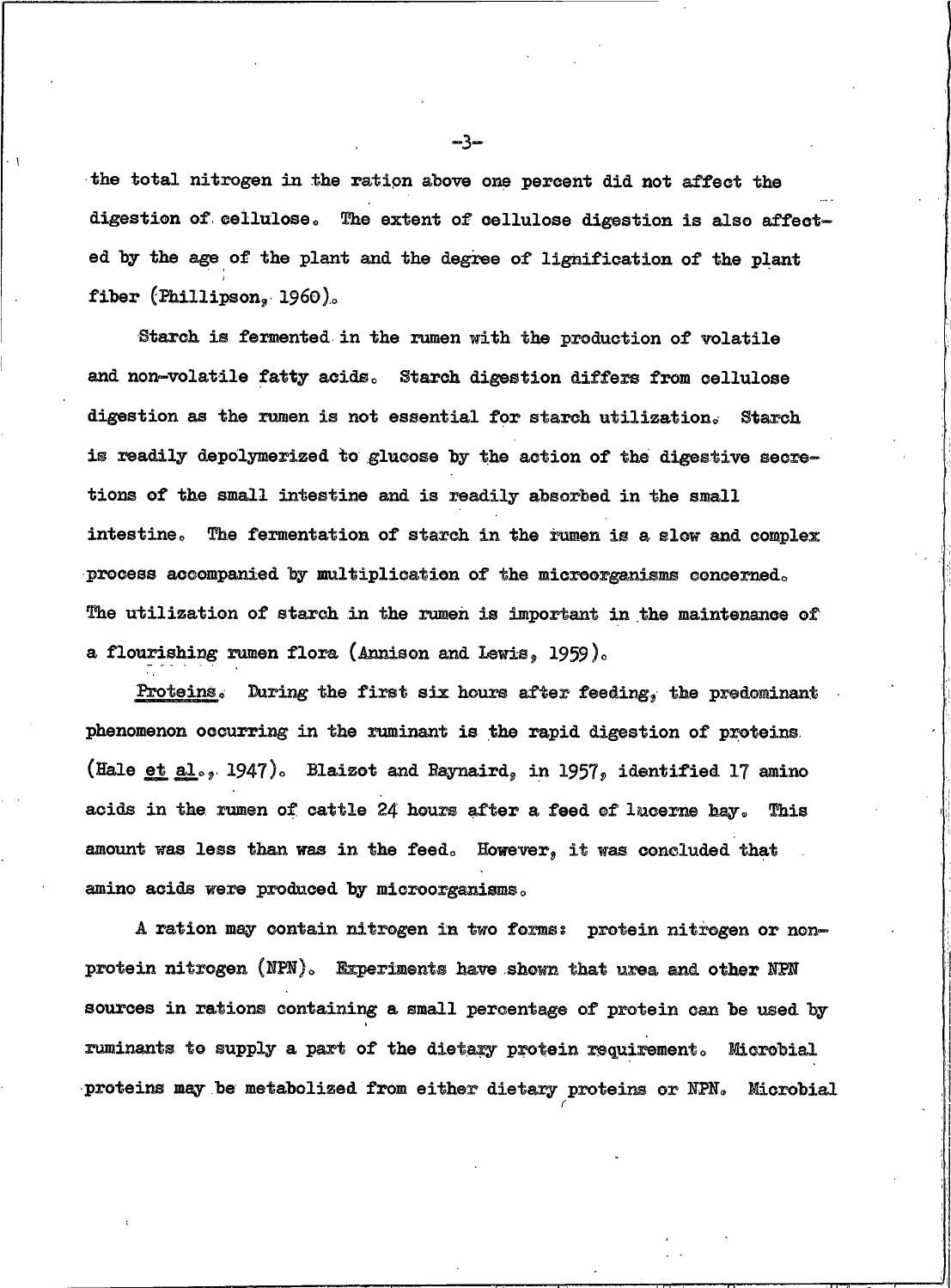the total nitrogen in the ration above one percent did not affect the digestion of cellulose. The extent of cellulose digestion is also affected by the age of the plant and the degree of lignification of the plant fiber (Phillipson, 1960).

Starch is fermented in the rumen with the production of volatile and non-volatile fatty acids. Starch digestion differs from cellulose digestion as the rumen is not essential for starch utilization. Starch is readily depolymerized to glucose by the action of the digestive secretions of the small intestine and is readily absorbed in the small intestine. The fermentation of starch in the rumen is a slow and complex process accompanied by multiplication of the microorganisms concerned. The utilization of starch in the rumen is important in the maintenance of a flourishing rumen flora (Annison and Lewis, 1959).

Proteins. During the first six hours after feeding, the predominant phenomenon occurring in the ruminant is the rapid digestion of proteins (Hale *et al.*, 1947). Blaizot and Raynaird, in 1957, identified 17 amino acids in the rumen of cattle 24 hours after a feed of lucerne hay. This amount was less than was in the feed. However, it was concluded that amino acids were produced by microorganisms.

A ration may contain nitrogen in two forms: protein nitrogen or non-protein nitrogen (NPN). Experiments have shown that urea and other NPN sources in rations containing a small percentage of protein can be used by ruminants to supply a part of the dietary protein requirement. Microbial proteins may be metabolized from either dietary proteins or NPN. Microbial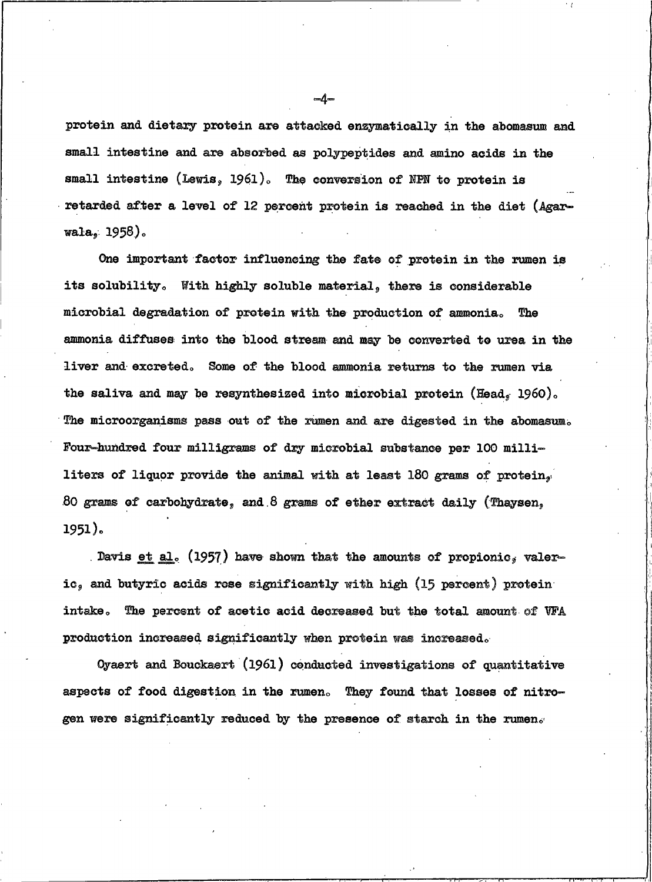protein and dietary protein are attacked enzymatically in the abomasum and small intestine and are absorbed as polypeptides and amino acids in the small intestine (Lewis, 1961). The conversion of NPN to protein is retarded after a level of 12 percent protein is reached in the diet (Agarwala, 1958).

One important factor influencing the fate of protein in the rumen is its solubility. With highly soluble material, there is considerable microbial degradation of protein with the production of ammonia. The ammonia diffuses into the blood stream and may be converted to urea in the liver and excreted. Some of the blood ammonia returns to the rumen via the saliva and may be resynthesized into microbial protein (Head, 1960). The microorganisms pass out of the rumen and are digested in the abomasum. Four-hundred four milligrams of dry microbial substance per 100 milliliters of liquor provide the animal with at least 180 grams of protein, 80 grams of carbohydrate, and 8 grams of ether extract daily (Thaysen, 1951).

Davis _et al._ (1957) have shown that the amounts of propionic, valeric, and butyric acids rose significantly with high (15 percent) protein intake. The percent of acetic acid decreased but the total amount of VFA production increased significantly when protein was increased.

Oyaert and Bouckaert (1961) conducted investigations of quantitative aspects of food digestion in the rumen. They found that losses of nitrogen were significantly reduced by the presence of starch in the rumen.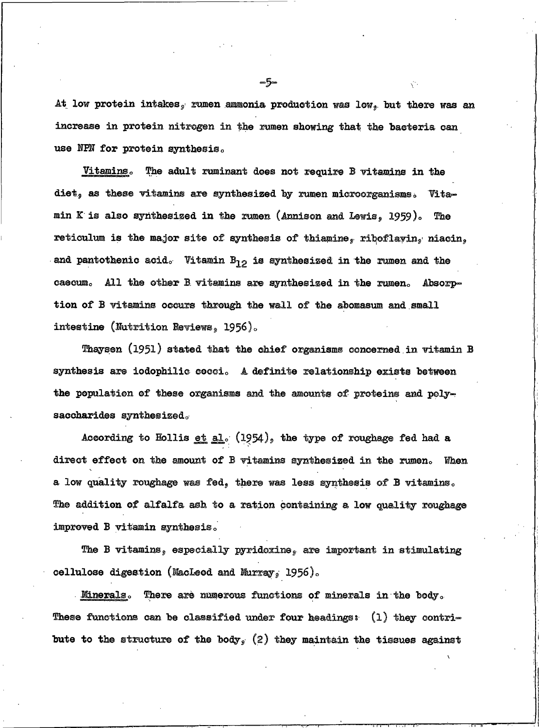At low protein intakes, rumen ammonia production was low, but there was an increase in protein nitrogen in the rumen showing that the bacteria can use NPN for protein synthesis.

Vitamins. The adult ruminant does not require B vitamins in the diet, as these vitamins are synthesized by rumen microorganisms. Vitamin K is also synthesized in the rumen (Annison and Lewis, 1959). The reticulum is the major site of synthesis of thiamine, riboflavin, niacin, and pantothenic acid. Vitamin $B_{12}$ is synthesized in the rumen and the caecum. All the other B vitamins are synthesized in the rumen. Absorption of B vitamins occurs through the wall of the abomasum and small intestine (Nutrition Reviews, 1956).

Thaysen (1951) stated that the chief organisms concerned in vitamin B synthesis are iodophilic cocci. A definite relationship exists between the population of these organisms and the amounts of proteins and polysaccharides synthesized.

According to Hollis et al. (1954), the type of roughage fed had a direct effect on the amount of B vitamins synthesized in the rumen. When a low quality roughage was fed, there was less synthesis of B vitamins. The addition of alfalfa ash to a ration containing a low quality roughage improved B vitamin synthesis.

The B vitamins, especially pyridoxine, are important in stimulating cellulose digestion (MacLeod and Murray, 1956).

Minerals. There are numerous functions of minerals in the body. These functions can be classified under four headings: (1) they contribute to the structure of the body, (2) they maintain the tissues against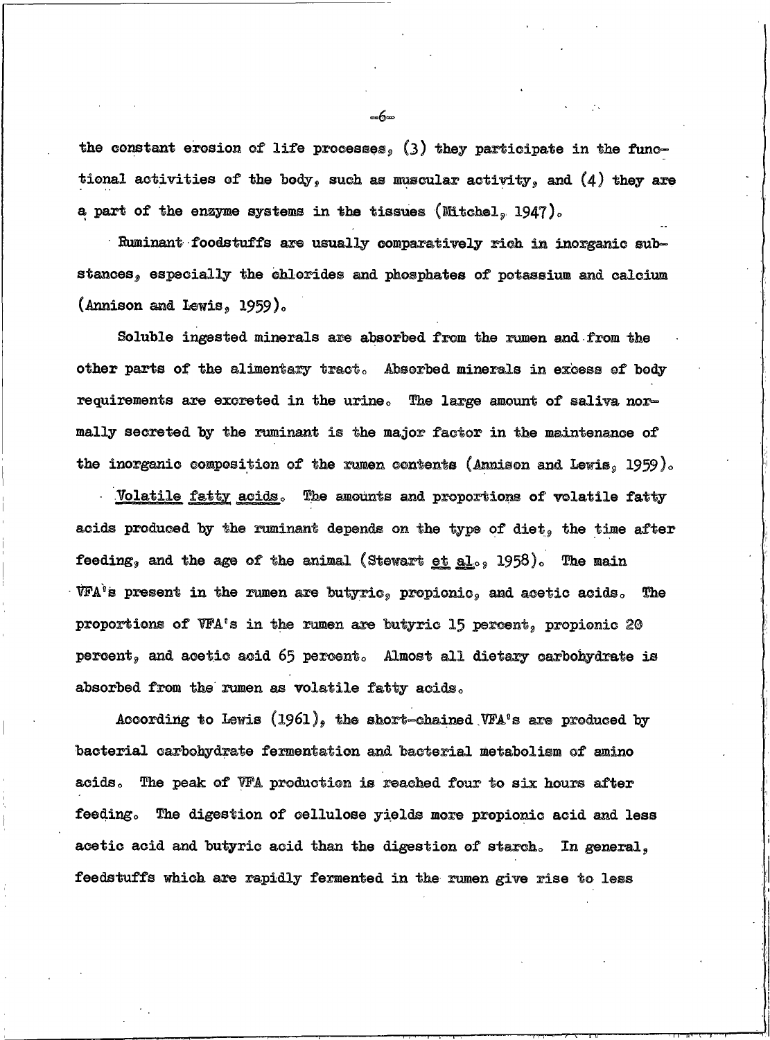the constant erosion of life processes, (3) they participate in the functional activities of the body, such as muscular activity, and (4) they are a part of the enzyme systems in the tissues (Mitchel, 1947).

Ruminant foodstuffs are usually comparatively rich in inorganic substances, especially the chlorides and phosphates of potassium and calcium (Annison and Lewis, 1959).

Soluble ingested minerals are absorbed from the rumen and from the other parts of the alimentary tract. Absorbed minerals in excess of body requirements are excreted in the urine. The large amount of saliva normally secreted by the ruminant is the major factor in the maintenance of the inorganic composition of the rumen contents (Annison and Lewis, 1959).

Volatile fatty acids. The amounts and proportions of volatile fatty acids produced by the ruminant depends on the type of diet, the time after feeding, and the age of the animal (Stewart *et al.*, 1958). The main VFA's present in the rumen are butyric, propionic, and acetic acids. The proportions of VFA's in the rumen are butyric 15 percent, propionic 20 percent, and acetic acid 65 percent. Almost all dietary carbohydrate is absorbed from the rumen as volatile fatty acids.

According to Lewis (1961), the short-chained VFA's are produced by bacterial carbohydrate fermentation and bacterial metabolism of amino acids. The peak of VFA production is reached four to six hours after feeding. The digestion of cellulose yields more propionic acid and less acetic acid and butyric acid than the digestion of starch. In general, feedstuffs which are rapidly fermented in the rumen give rise to less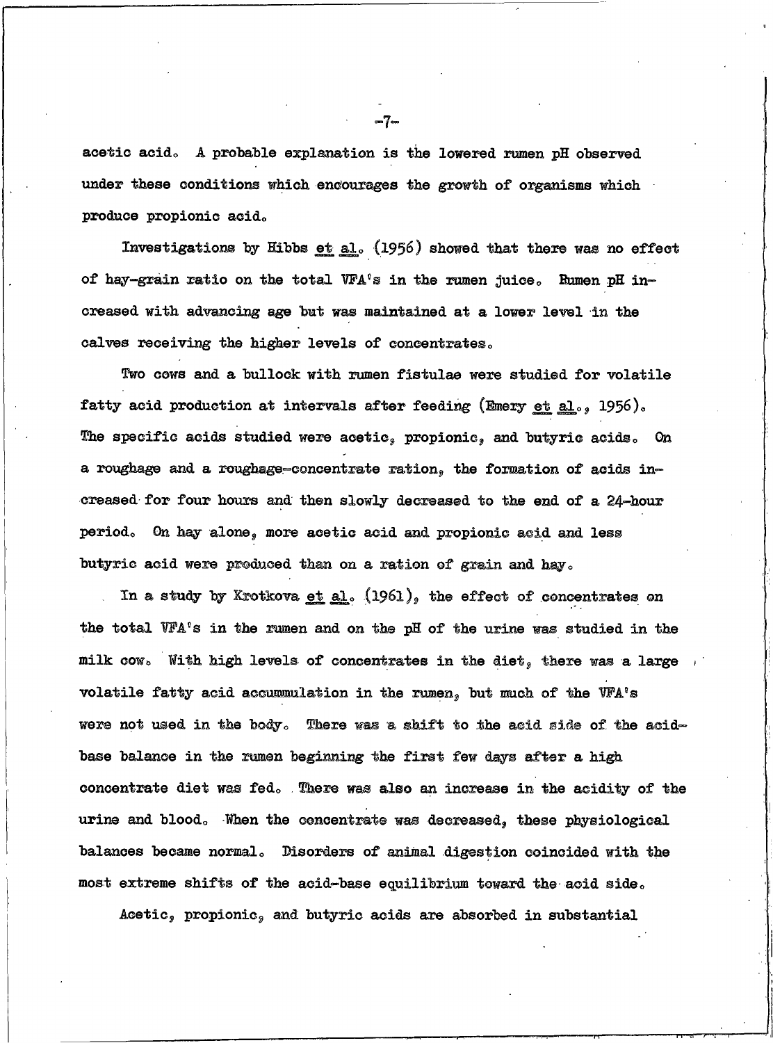acetic acid. A probable explanation is the lowered rumen pH observed under these conditions which encourages the growth of organisms which produce propionic acid.

Investigations by Hibbs _et al._ (1956) showed that there was no effect of hay-grain ratio on the total VFA's in the rumen juice. Rumen pH increased with advancing age but was maintained at a lower level in the calves receiving the higher levels of concentrates.

Two cows and a bullock with rumen fistulae were studied for volatile fatty acid production at intervals after feeding (Emery _et al._, 1956). The specific acids studied were acetic, propionic, and butyric acids. On a roughage and a roughage-concentrate ration, the formation of acids increased for four hours and then slowly decreased to the end of a 24-hour period. On hay alone, more acetic acid and propionic acid and less butyric acid were produced than on a ration of grain and hay.

In a study by Krotkova _et al._ (1961), the effect of concentrates on the total VFA's in the rumen and on the pH of the urine was studied in the milk cow. With high levels of concentrates in the diet, there was a large volatile fatty acid accummulation in the rumen, but much of the VFA's were not used in the body. There was a shift to the acid side of the acid-base balance in the rumen beginning the first few days after a high concentrate diet was fed. There was also an increase in the acidity of the urine and blood. When the concentrate was decreased, these physiological balances became normal. Disorders of animal digestion coincided with the most extreme shifts of the acid-base equilibrium toward the acid side.

Acetic, propionic, and butyric acids are absorbed in substantial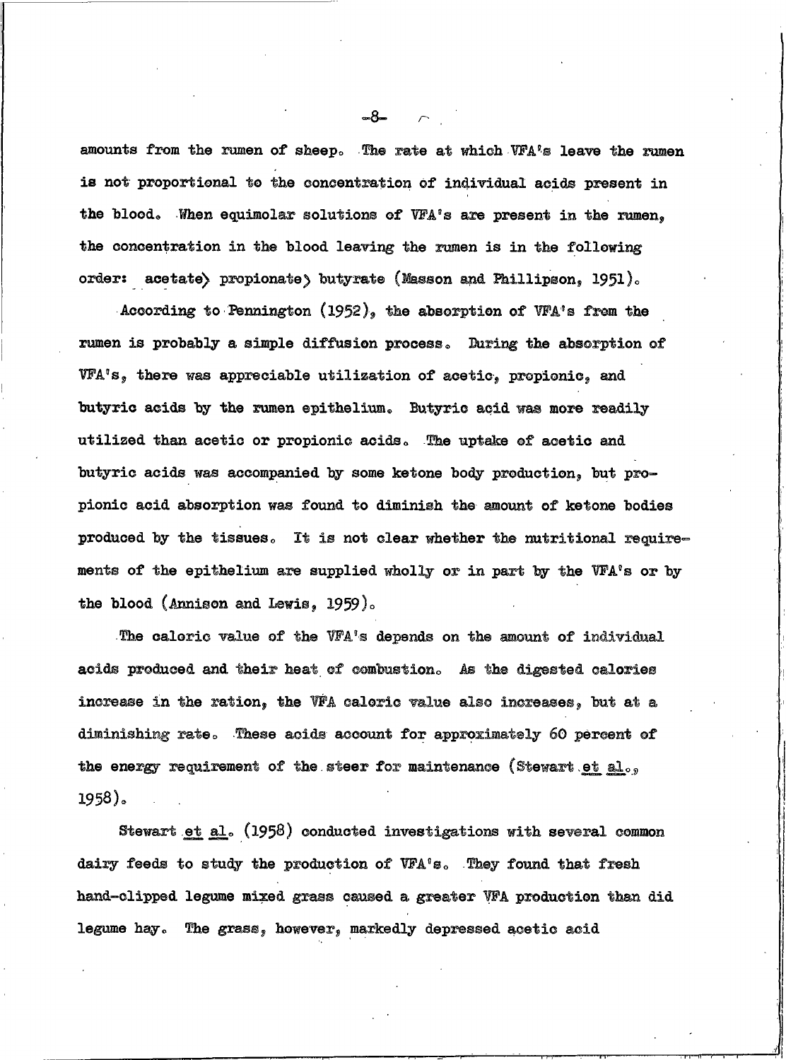amounts from the rumen of sheep. The rate at which VFA's leave the rumen is not proportional to the concentration of individual acids present in the blood. When equimolar solutions of VFA's are present in the rumen, the concentration in the blood leaving the rumen is in the following order: acetate > propionate > butyrate (Masson and Phillipson, 1951).

According to Pennington (1952), the absorption of VFA's from the rumen is probably a simple diffusion process. During the absorption of VFA's, there was appreciable utilization of acetic, propionic, and butyric acids by the rumen epithelium. Butyric acid was more readily utilized than acetic or propionic acids. The uptake of acetic and butyric acids was accompanied by some ketone body production, but propionic acid absorption was found to diminish the amount of ketone bodies produced by the tissues. It is not clear whether the nutritional requirements of the epithelium are supplied wholly or in part by the VFA's or by the blood (Annison and Lewis, 1959).

The caloric value of the VFA's depends on the amount of individual acids produced and their heat of combustion. As the digested calories increase in the ration, the VFA caloric value also increases, but at a diminishing rate. These acids account for approximately 60 percent of the energy requirement of the steer for maintenance (Stewart *et al.*, 1958).

Stewart *et al.* (1958) conducted investigations with several common dairy feeds to study the production of VFA's. They found that fresh hand-clipped legume mixed grass caused a greater VFA production than did legume hay. The grass, however, markedly depressed acetic acid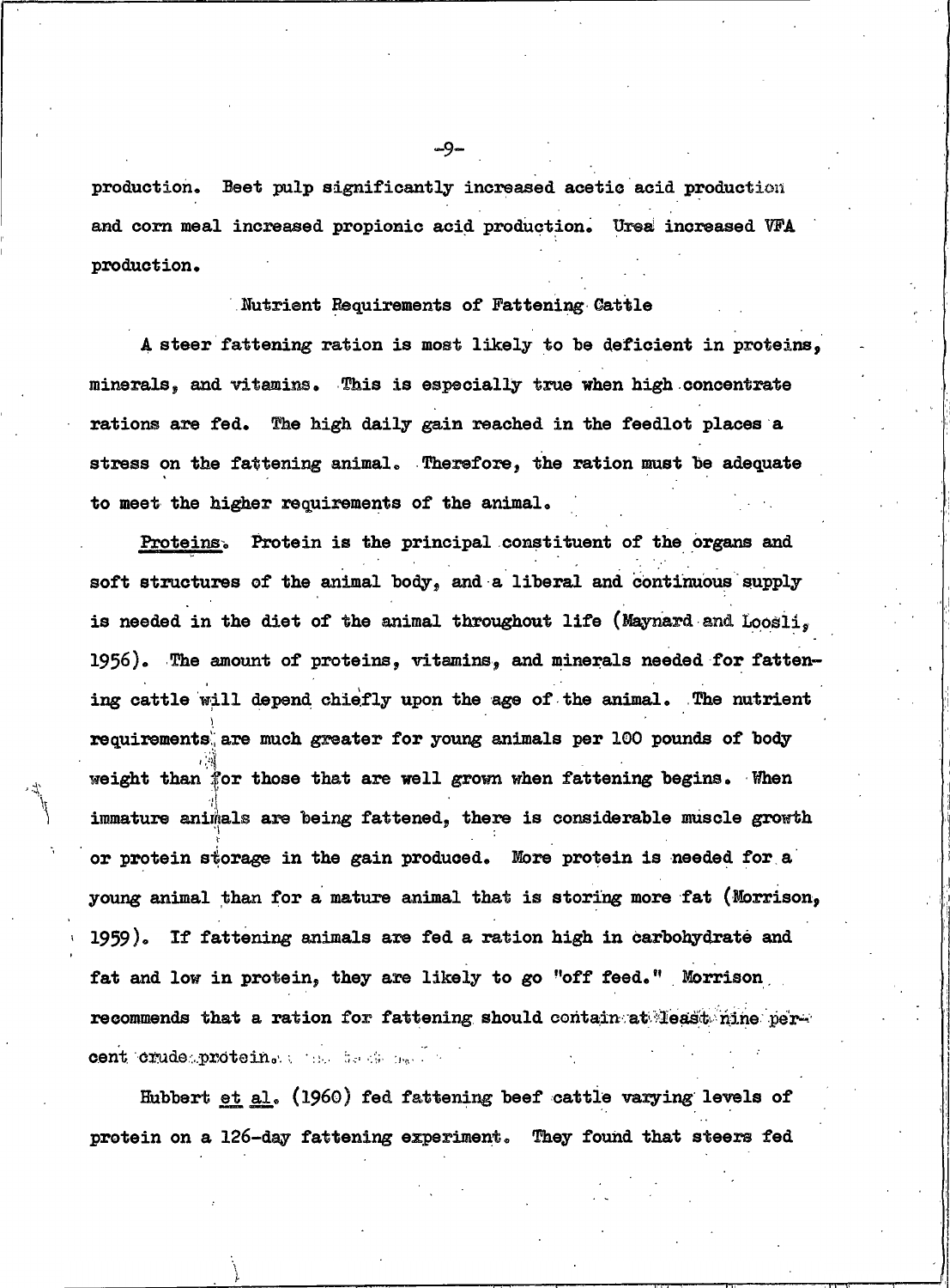production. Beet pulp significantly increased acetic acid production and corn meal increased propionic acid production. Urea increased VFA production.

## Nutrient Requirements of Fattening Cattle

A steer fattening ration is most likely to be deficient in proteins, minerals, and vitamins. This is especially true when high concentrate rations are fed. The high daily gain reached in the feedlot places a stress on the fattening animal. Therefore, the ration must be adequate to meet the higher requirements of the animal.

<u>Proteins</u>. Protein is the principal constituent of the organs and soft structures of the animal body, and a liberal and continuous supply is needed in the diet of the animal throughout life (Maynard and Loosli, 1956). The amount of proteins, vitamins, and minerals needed for fattening cattle will depend chiefly upon the age of the animal. The nutrient requirements are much greater for young animals per 100 pounds of body weight than for those that are well grown when fattening begins. When immature animals are being fattened, there is considerable muscle growth or protein storage in the gain produced. More protein is needed for a young animal than for a mature animal that is storing more fat (Morrison, 1959). If fattening animals are fed a ration high in carbohydrate and fat and low in protein, they are likely to go "off feed." Morrison recommends that a ration for fattening should contain at least nine percent crude protein.

Hubbert <u>et al</u>. (1960) fed fattening beef cattle varying levels of protein on a 126-day fattening experiment. They found that steers fed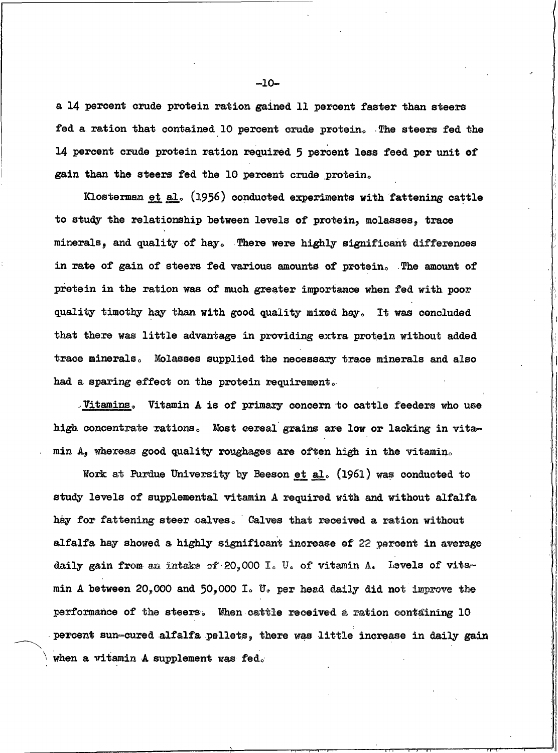a 14 percent crude protein ration gained 11 percent faster than steers fed a ration that contained 10 percent crude protein. The steers fed the 14 percent crude protein ration required 5 percent less feed per unit of gain than the steers fed the 10 percent crude protein.

Klosterman et al. (1956) conducted experiments with fattening cattle to study the relationship between levels of protein, molasses, trace minerals, and quality of hay. There were highly significant differences in rate of gain of steers fed various amounts of protein. The amount of protein in the ration was of much greater importance when fed with poor quality timothy hay than with good quality mixed hay. It was concluded that there was little advantage in providing extra protein without added trace minerals. Molasses supplied the necessary trace minerals and also had a sparing effect on the protein requirement.

Vitamins. Vitamin A is of primary concern to cattle feeders who use high concentrate rations. Most cereal grains are low or lacking in vitamin A, whereas good quality roughages are often high in the vitamin.

Work at Purdue University by Beeson et al. (1961) was conducted to study levels of supplemental vitamin A required with and without alfalfa hay for fattening steer calves. Calves that received a ration without alfalfa hay showed a highly significant increase of 22 percent in average daily gain from an intake of 20,000 I. U. of vitamin A. Levels of vitamin A between 20,000 and 50,000 I. U. per head daily did not improve the performance of the steers. When cattle received a ration containing 10 percent sun-cured alfalfa pellets, there was little increase in daily gain when a vitamin A supplement was fed.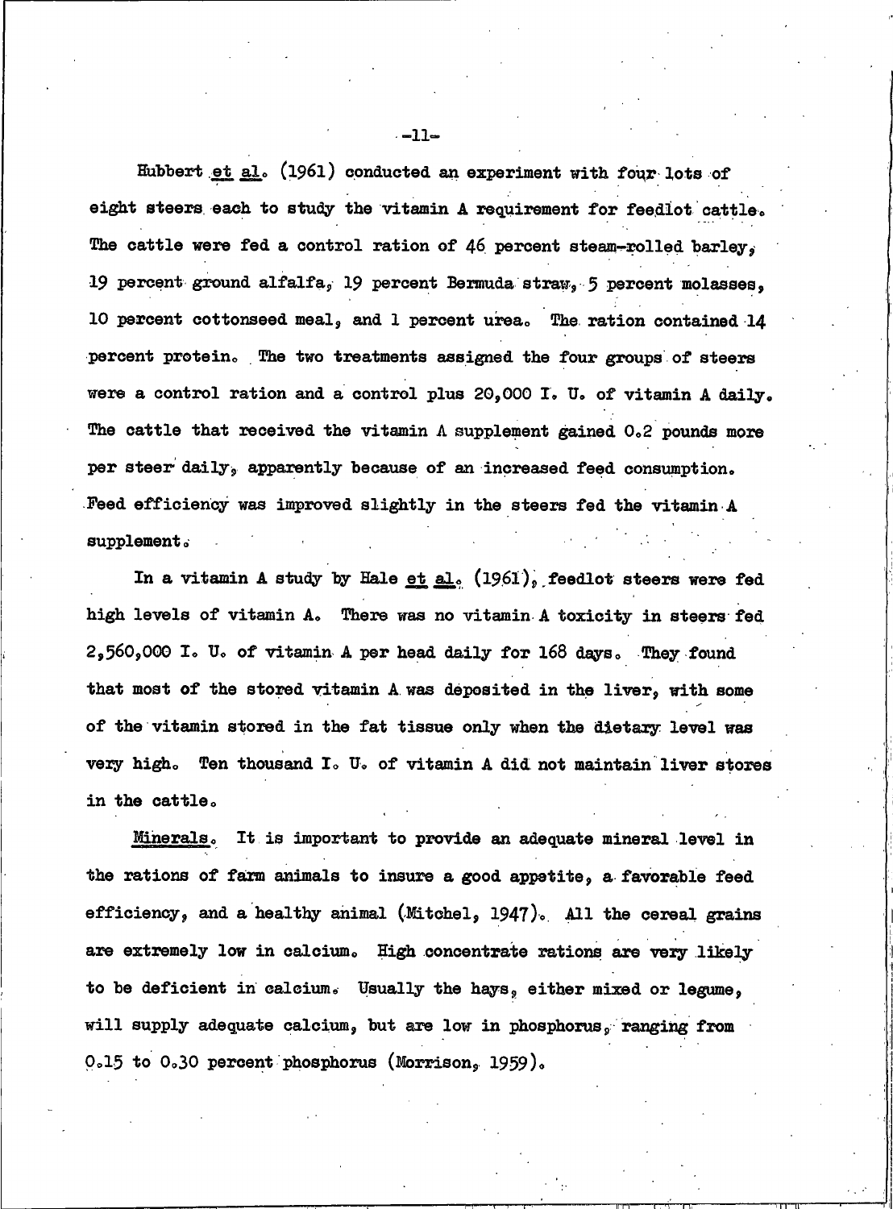Hubbert _et al._ (1961) conducted an experiment with four lots of eight steers each to study the vitamin A requirement for feedlot cattle. The cattle were fed a control ration of 46 percent steam-rolled barley, 19 percent ground alfalfa, 19 percent Bermuda straw, 5 percent molasses, 10 percent cottonseed meal, and 1 percent urea. The ration contained 14 percent protein. The two treatments assigned the four groups of steers were a control ration and a control plus 20,000 I. U. of vitamin A daily. The cattle that received the vitamin A supplement gained 0.2 pounds more per steer daily, apparently because of an increased feed consumption. Feed efficiency was improved slightly in the steers fed the vitamin A supplement.

In a vitamin A study by Hale _et al._ (1961), feedlot steers were fed high levels of vitamin A. There was no vitamin A toxicity in steers fed 2,560,000 I. U. of vitamin A per head daily for 168 days. They found that most of the stored vitamin A was deposited in the liver, with some of the vitamin stored in the fat tissue only when the dietary level was very high. Ten thousand I. U. of vitamin A did not maintain liver stores in the cattle.

_Minerals._ It is important to provide an adequate mineral level in the rations of farm animals to insure a good appetite, a favorable feed efficiency, and a healthy animal (Mitchel, 1947). All the cereal grains are extremely low in calcium. High concentrate rations are very likely to be deficient in calcium. Usually the hays, either mixed or legume, will supply adequate calcium, but are low in phosphorus, ranging from 0.15 to 0.30 percent phosphorus (Morrison, 1959).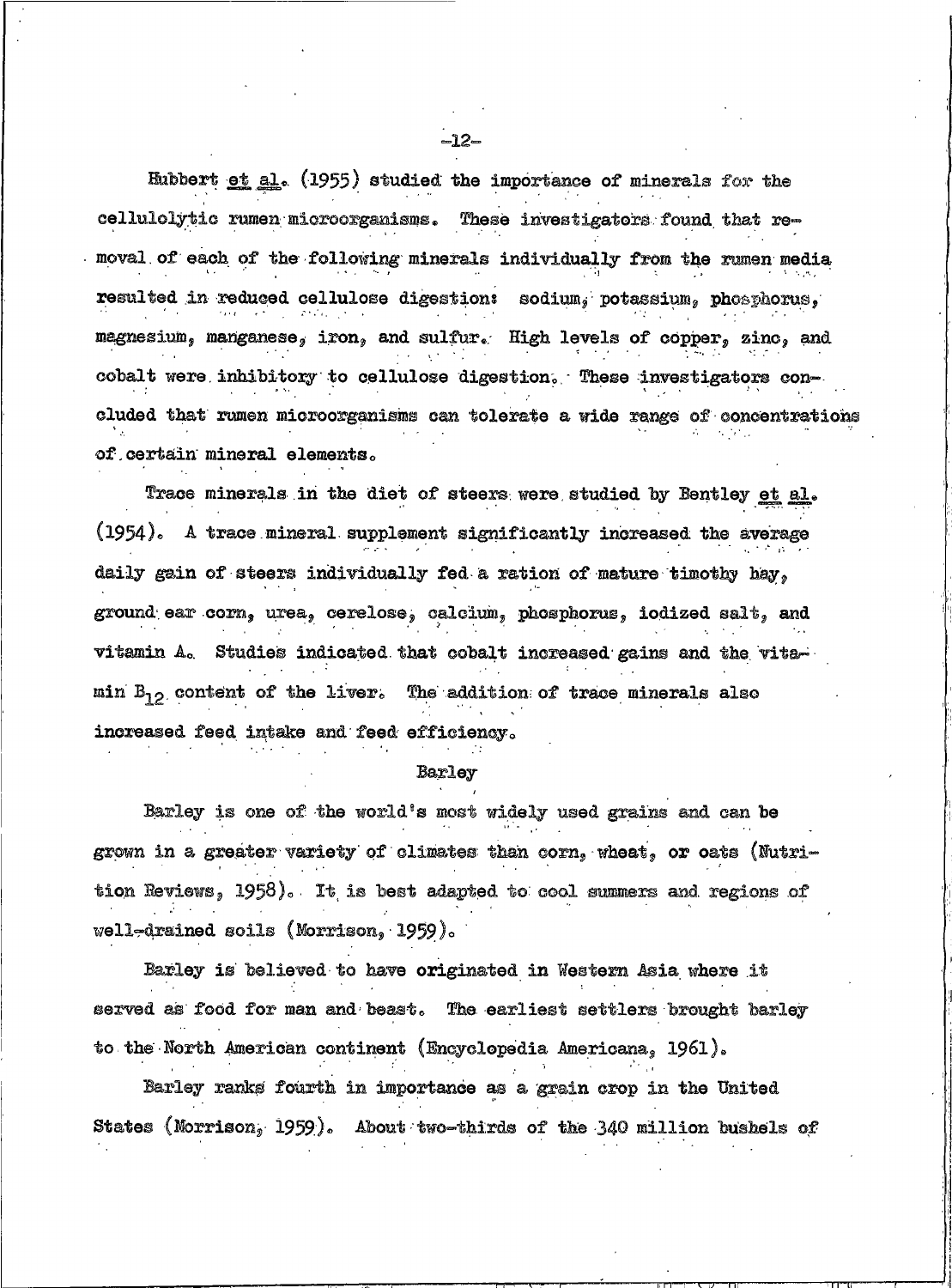Hubbert *et al.* (1955) studied the importance of minerals for the cellulolytic rumen microorganisms. These investigators found that removal of each of the following minerals individually from the rumen media resulted in reduced cellulose digestion: sodium, potassium, phosphorus, magnesium, manganese, iron, and sulfur. High levels of copper, zinc, and cobalt were inhibitory to cellulose digestion. These investigators concluded that rumen microorganisms can tolerate a wide range of concentrations of certain mineral elements.

Trace minerals in the diet of steers were studied by Bentley *et al.* (1954). A trace mineral supplement significantly increased the average daily gain of steers individually fed a ration of mature timothy hay, ground ear corn, urea, cerelose, calcium, phosphorus, iodized salt, and vitamin A. Studies indicated that cobalt increased gains and the vitamin $B_{12}$ content of the liver. The addition of trace minerals also increased feed intake and feed efficiency.

## Barley

Barley is one of the world's most widely used grains and can be grown in a greater variety of climates than corn, wheat, or oats (Nutrition Reviews, 1958). It is best adapted to cool summers and regions of well-drained soils (Morrison, 1959).

Barley is believed to have originated in Western Asia where it served as food for man and beast. The earliest settlers brought barley to the North American continent (Encyclopedia Americana, 1961).

Barley ranks fourth in importance as a grain crop in the United States (Morrison, 1959). About two-thirds of the 340 million bushels of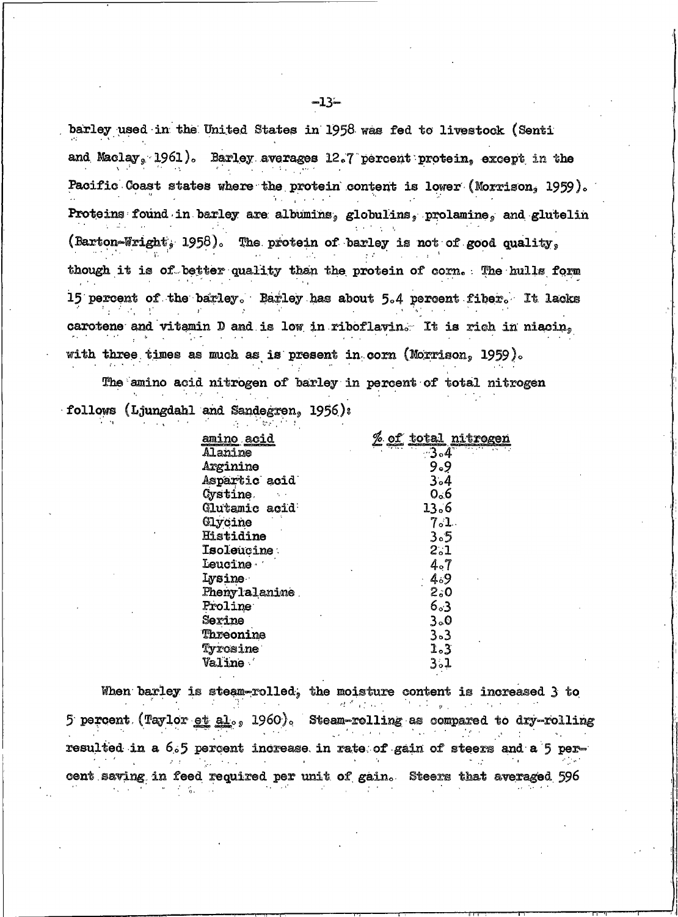barley used in the United States in 1958 was fed to livestock (Senti and Maclay, 1961). Barley averages 12.7 percent protein, except in the Pacific Coast states where the protein content is lower (Morrison, 1959). Proteins found in barley are albumins, globulins, prolamine, and glutelin (Barton-Wright, 1958). The protein of barley is not of good quality, though it is of better quality than the protein of corn. The hulls form 15 percent of the barley. Barley has about 5.4 percent fiber. It lacks carotene and vitamin D and is low in riboflavin. It is rich in niacin, with three times as much as is present in corn (Morrison, 1959).

The amino acid nitrogen of barley in percent of total nitrogen follows (Ljungdahl and Sandegren, 1956):

| amino acid | % of total nitrogen |
|---|---|
| Alanine | 3.4 |
| Arginine | 9.9 |
| Aspartic acid | 3.4 |
| Cystine | 0.6 |
| Glutamic acid | 13.6 |
| Glycine | 7.1 |
| Histidine | 3.5 |
| Isoleucine | 2.1 |
| Leucine | 4.7 |
| Lysine | 4.9 |
| Phenylalanine | 2.0 |
| Proline | 6.3 |
| Serine | 3.0 |
| Threonine | 3.3 |
| Tyrosine | 1.3 |
| Valine | 3.1 |

When barley is steam-rolled, the moisture content is increased 3 to 5 percent (Taylor *et al.*, 1960). Steam-rolling as compared to dry-rolling resulted in a 6.5 percent increase in rate of gain of steers and a 5 percent saving in feed required per unit of gain. Steers that averaged 596